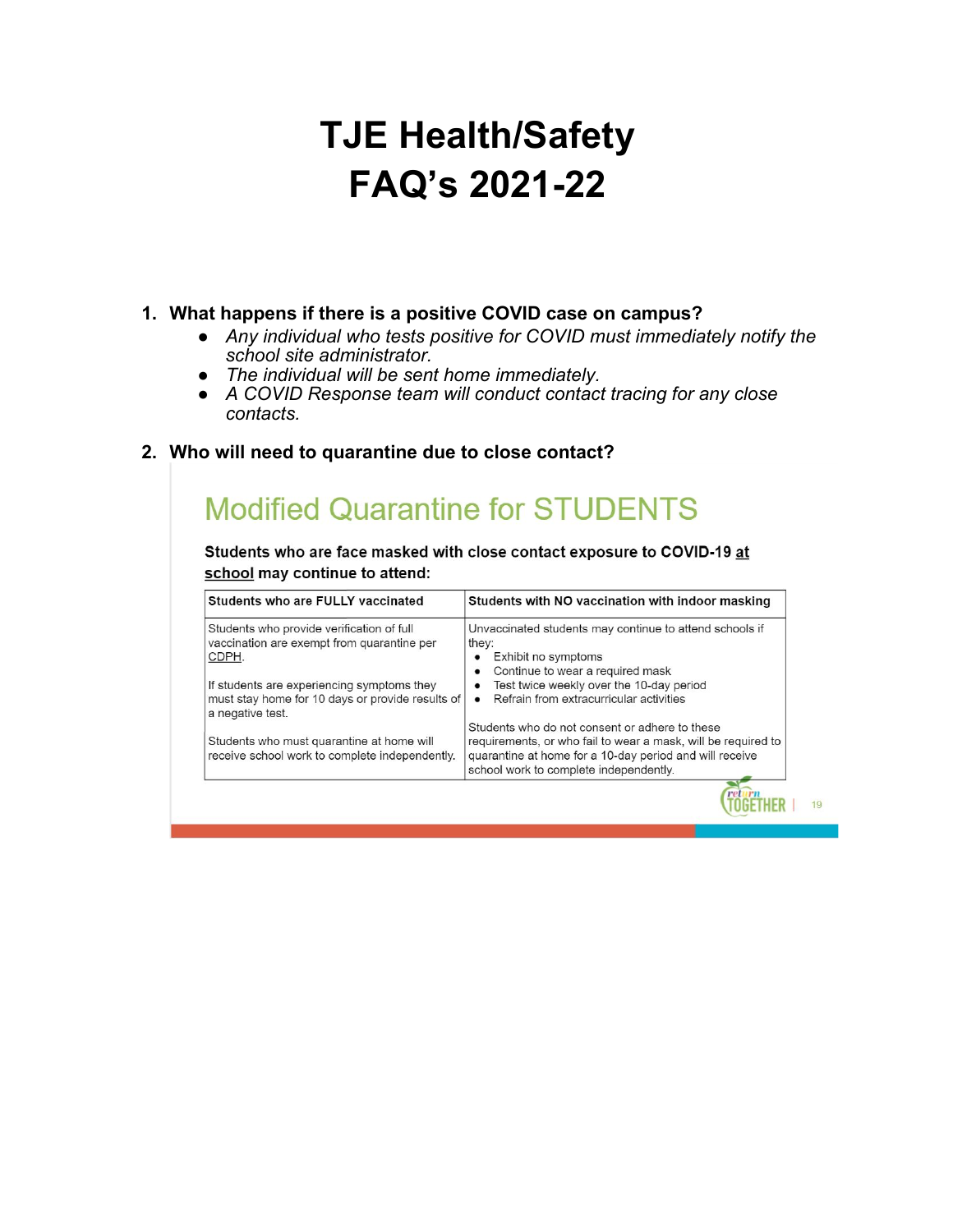# TJE Health/Safety FAQ's 2021-22

1. **What happens if there is a positive COVID case on campus?**
   - *Any individual who tests positive for COVID must immediately notify the school site administrator.*
   - *The individual will be sent home immediately.*
   - *A COVID Response team will conduct contact tracing for any close contacts.*

2. **Who will need to quarantine due to close contact?**

## Modified Quarantine for STUDENTS

**Students who are face masked with close contact exposure to COVID-19 at school may continue to attend:**

| Students who are FULLY vaccinated | Students with NO vaccination with indoor masking |
|---|---|
| Students who provide verification of full vaccination are exempt from quarantine per CDPH.<br><br>If students are experiencing symptoms they must stay home for 10 days or provide results of a negative test.<br><br>Students who must quarantine at home will receive school work to complete independently. | Unvaccinated students may continue to attend schools if they:<br>• Exhibit no symptoms<br>• Continue to wear a required mask<br>• Test twice weekly over the 10-day period<br>• Refrain from extracurricular activities<br><br>Students who do not consent or adhere to these requirements, or who fail to wear a mask, will be required to quarantine at home for a 10-day period and will receive school work to complete independently. |

return TOGETHER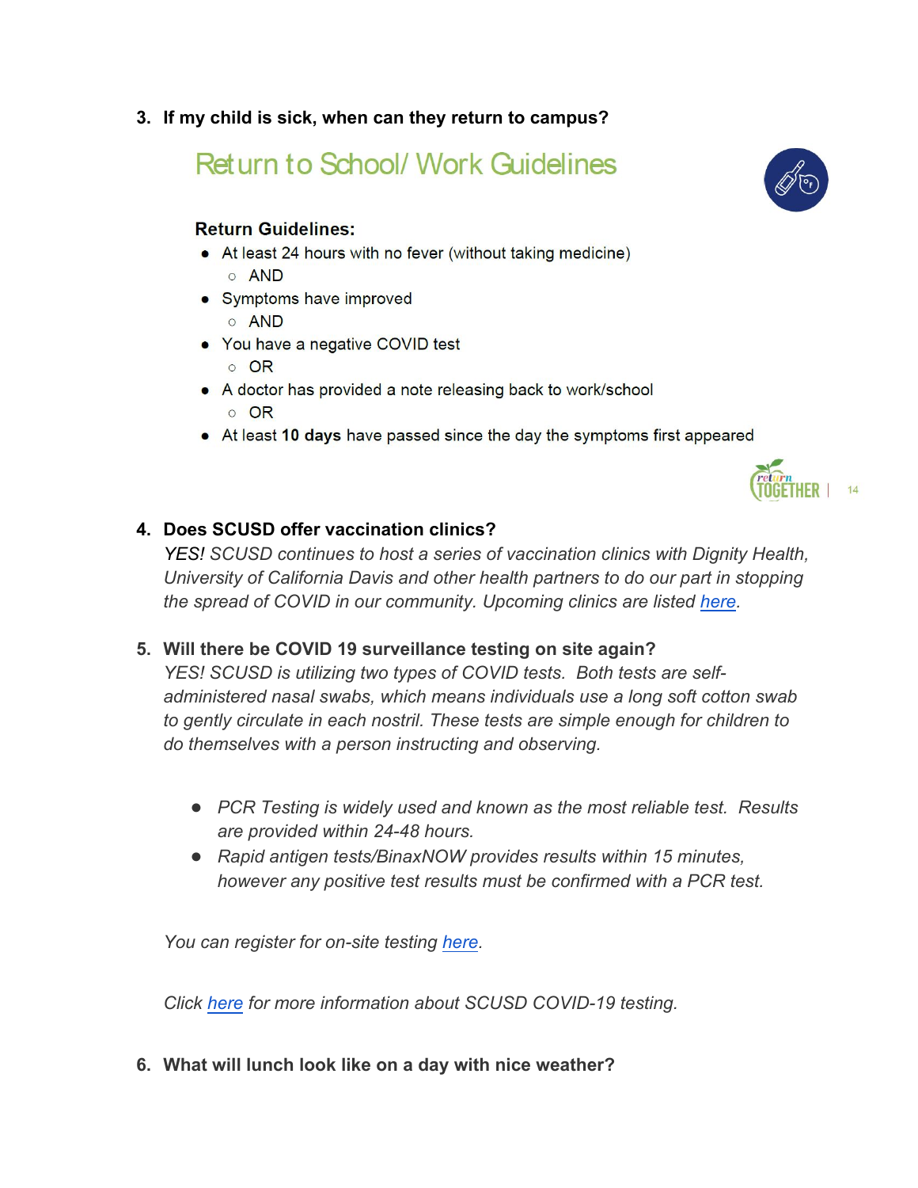3. **If my child is sick, when can they return to campus?**

## Return to School/ Work Guidelines

**Return Guidelines:**

- At least 24 hours with no fever (without taking medicine)
  - AND
- Symptoms have improved
  - AND
- You have a negative COVID test
  - OR
- A doctor has provided a note releasing back to work/school
  - OR
- At least **10 days** have passed since the day the symptoms first appeared

4. **Does SCUSD offer vaccination clinics?**
   *YES! SCUSD continues to host a series of vaccination clinics with Dignity Health, University of California Davis and other health partners to do our part in stopping the spread of COVID in our community. Upcoming clinics are listed here.*

5. **Will there be COVID 19 surveillance testing on site again?**
   *YES! SCUSD is utilizing two types of COVID tests. Both tests are self-administered nasal swabs, which means individuals use a long soft cotton swab to gently circulate in each nostril. These tests are simple enough for children to do themselves with a person instructing and observing.*

   - *PCR Testing is widely used and known as the most reliable test. Results are provided within 24-48 hours.*
   - *Rapid antigen tests/BinaxNOW provides results within 15 minutes, however any positive test results must be confirmed with a PCR test.*

   *You can register for on-site testing here.*

   *Click here for more information about SCUSD COVID-19 testing.*

6. **What will lunch look like on a day with nice weather?**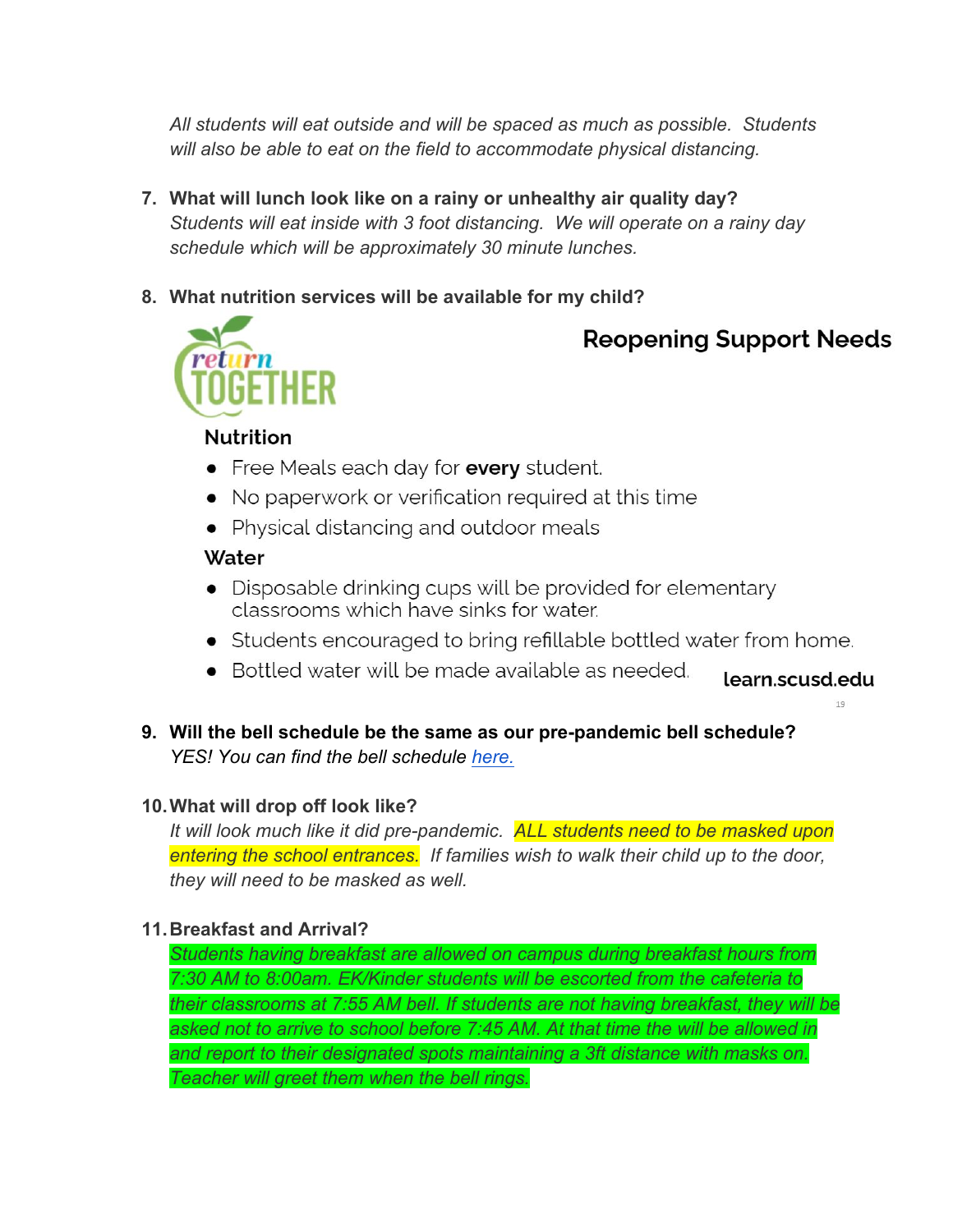*All students will eat outside and will be spaced as much as possible. Students will also be able to eat on the field to accommodate physical distancing.*

7. **What will lunch look like on a rainy or unhealthy air quality day?**
   *Students will eat inside with 3 foot distancing. We will operate on a rainy day schedule which will be approximately 30 minute lunches.*

8. **What nutrition services will be available for my child?**

return TOGETHER

## Reopening Support Needs

### Nutrition

- Free Meals each day for **every** student.
- No paperwork or verification required at this time
- Physical distancing and outdoor meals

### Water

- Disposable drinking cups will be provided for elementary classrooms which have sinks for water.
- Students encouraged to bring refillable bottled water from home.
- Bottled water will be made available as needed.

learn.scusd.edu

9. **Will the bell schedule be the same as our pre-pandemic bell schedule?**
   *YES! You can find the bell schedule [here.](#)*

10. **What will drop off look like?**
    *It will look much like it did pre-pandemic. ALL students need to be masked upon entering the school entrances. If families wish to walk their child up to the door, they will need to be masked as well.*

11. **Breakfast and Arrival?**
    *Students having breakfast are allowed on campus during breakfast hours from 7:30 AM to 8:00am. EK/Kinder students will be escorted from the cafeteria to their classrooms at 7:55 AM bell. If students are not having breakfast, they will be asked not to arrive to school before 7:45 AM. At that time the will be allowed in and report to their designated spots maintaining a 3ft distance with masks on. Teacher will greet them when the bell rings.*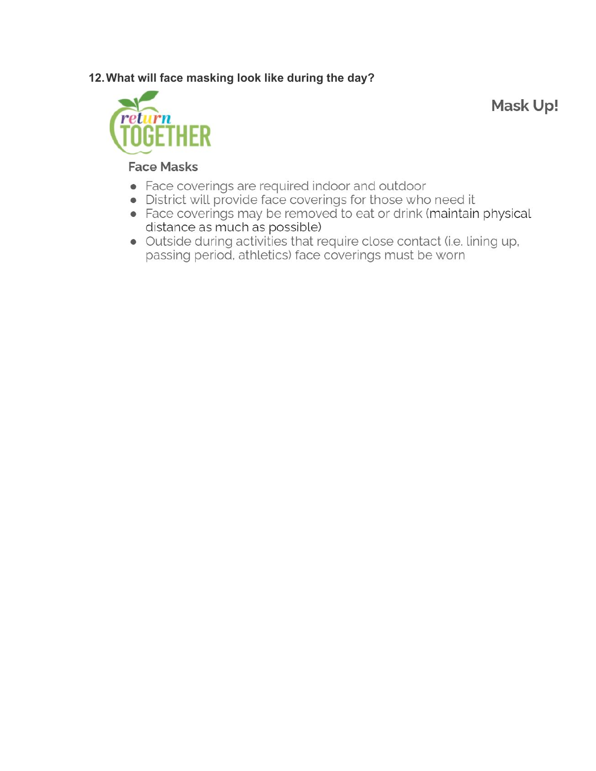**12. What will face masking look like during the day?**

return TOGETHER

**Mask Up!**

**Face Masks**

- Face coverings are required indoor and outdoor
- District will provide face coverings for those who need it
- Face coverings may be removed to eat or drink (maintain physical distance as much as possible)
- Outside during activities that require close contact (i.e. lining up, passing period, athletics) face coverings must be worn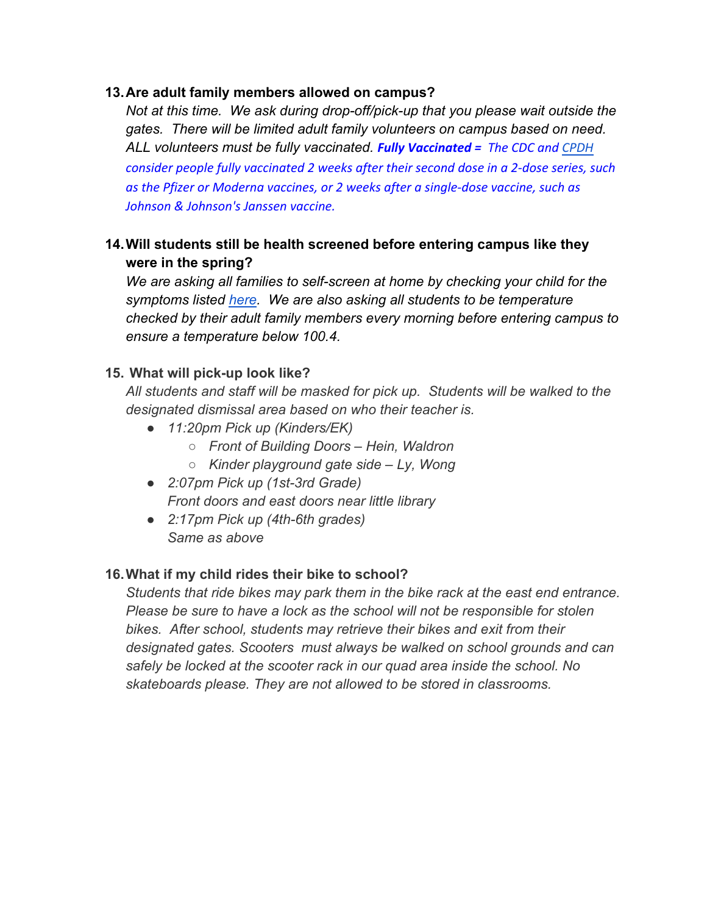13. **Are adult family members allowed on campus?**

    *Not at this time. We ask during drop-off/pick-up that you please wait outside the gates. There will be limited adult family volunteers on campus based on need. ALL volunteers must be fully vaccinated.* ***Fully Vaccinated =*** *The CDC and [CPDH](CPDH) consider people fully vaccinated 2 weeks after their second dose in a 2-dose series, such as the Pfizer or Moderna vaccines, or 2 weeks after a single-dose vaccine, such as Johnson & Johnson's Janssen vaccine.*

14. **Will students still be health screened before entering campus like they were in the spring?**

    *We are asking all families to self-screen at home by checking your child for the symptoms listed [here](here). We are also asking all students to be temperature checked by their adult family members every morning before entering campus to ensure a temperature below 100.4.*

15. **What will pick-up look like?**

    *All students and staff will be masked for pick up. Students will be walked to the designated dismissal area based on who their teacher is.*

    - *11:20pm Pick up (Kinders/EK)*
      - *Front of Building Doors – Hein, Waldron*
      - *Kinder playground gate side – Ly, Wong*
    - *2:07pm Pick up (1st-3rd Grade)*
      *Front doors and east doors near little library*
    - *2:17pm Pick up (4th-6th grades)*
      *Same as above*

16. **What if my child rides their bike to school?**

    *Students that ride bikes may park them in the bike rack at the east end entrance. Please be sure to have a lock as the school will not be responsible for stolen bikes. After school, students may retrieve their bikes and exit from their designated gates. Scooters must always be walked on school grounds and can safely be locked at the scooter rack in our quad area inside the school. No skateboards please. They are not allowed to be stored in classrooms.*